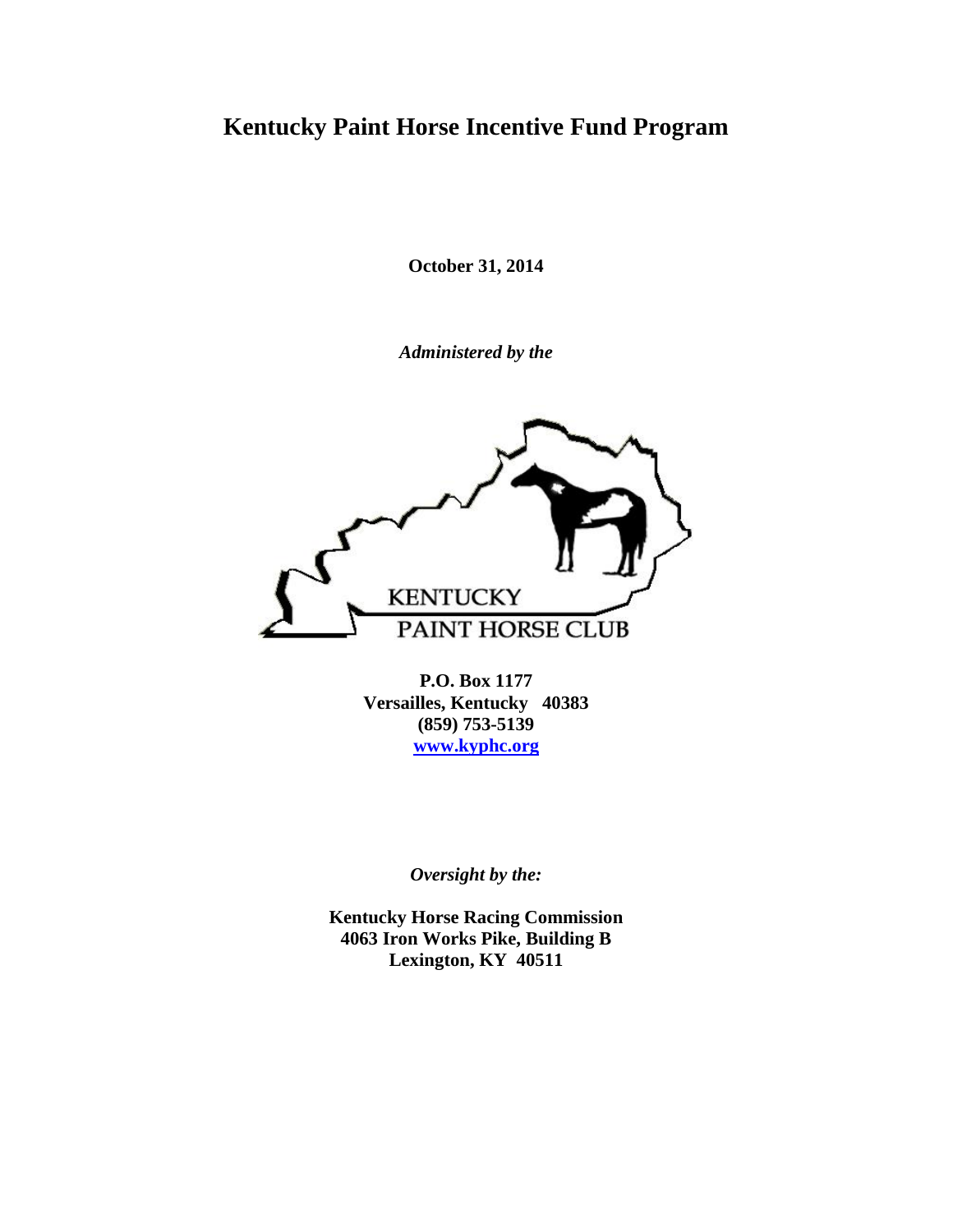# Kentucky Paint Horse Incentive Fund Program

**October 31, 2014**

***Administered by the***

KENTUCKY
PAINT HORSE CLUB

**P.O. Box 1177**
**Versailles, Kentucky 40383**
**(859) 753-5139**
**[www.kyphc.org](http://www.kyphc.org)**

***Oversight by the:***

**Kentucky Horse Racing Commission**
**4063 Iron Works Pike, Building B**
**Lexington, KY 40511**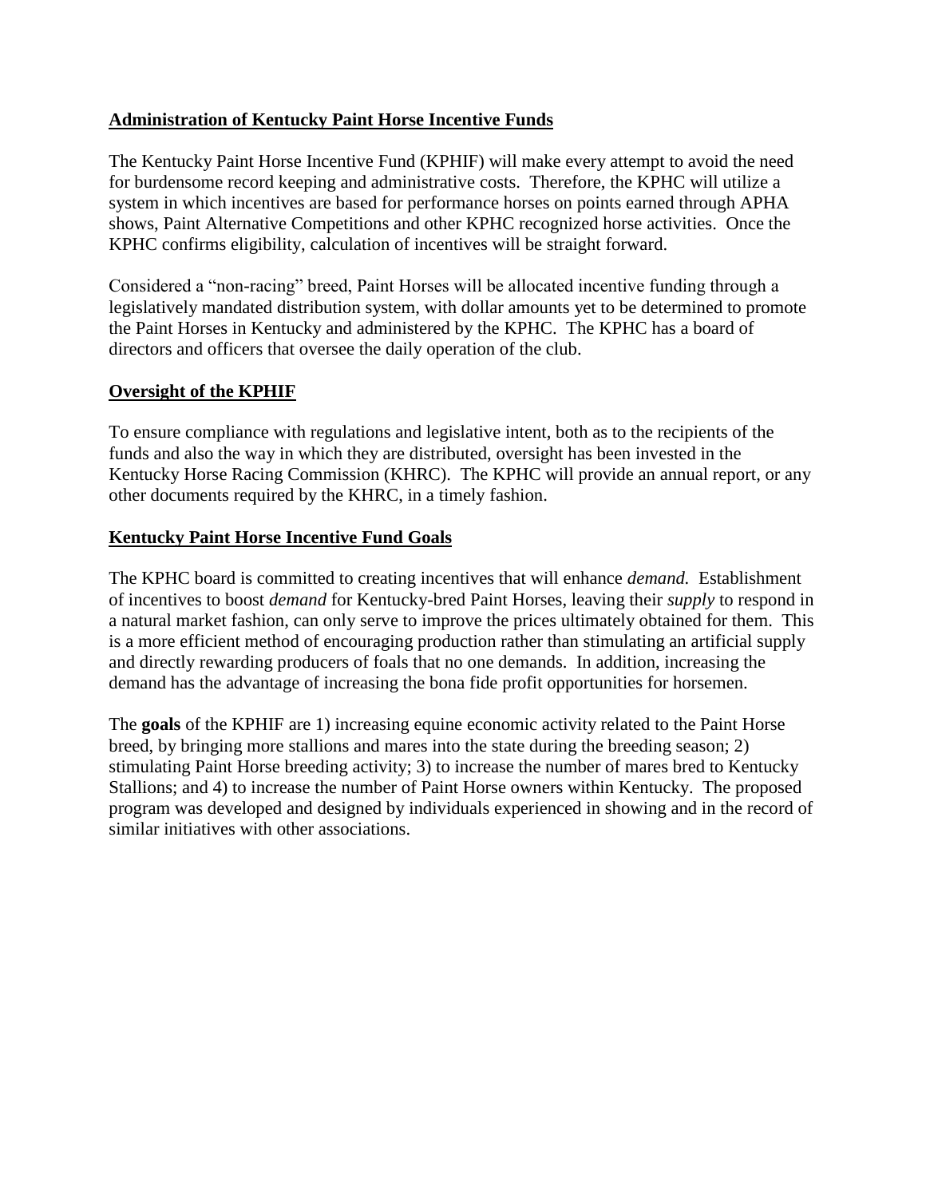## Administration of Kentucky Paint Horse Incentive Funds

The Kentucky Paint Horse Incentive Fund (KPHIF) will make every attempt to avoid the need for burdensome record keeping and administrative costs. Therefore, the KPHC will utilize a system in which incentives are based for performance horses on points earned through APHA shows, Paint Alternative Competitions and other KPHC recognized horse activities. Once the KPHC confirms eligibility, calculation of incentives will be straight forward.

Considered a "non-racing" breed, Paint Horses will be allocated incentive funding through a legislatively mandated distribution system, with dollar amounts yet to be determined to promote the Paint Horses in Kentucky and administered by the KPHC. The KPHC has a board of directors and officers that oversee the daily operation of the club.

## Oversight of the KPHIF

To ensure compliance with regulations and legislative intent, both as to the recipients of the funds and also the way in which they are distributed, oversight has been invested in the Kentucky Horse Racing Commission (KHRC). The KPHC will provide an annual report, or any other documents required by the KHRC, in a timely fashion.

## Kentucky Paint Horse Incentive Fund Goals

The KPHC board is committed to creating incentives that will enhance *demand.* Establishment of incentives to boost *demand* for Kentucky-bred Paint Horses, leaving their *supply* to respond in a natural market fashion, can only serve to improve the prices ultimately obtained for them. This is a more efficient method of encouraging production rather than stimulating an artificial supply and directly rewarding producers of foals that no one demands. In addition, increasing the demand has the advantage of increasing the bona fide profit opportunities for horsemen.

The **goals** of the KPHIF are 1) increasing equine economic activity related to the Paint Horse breed, by bringing more stallions and mares into the state during the breeding season; 2) stimulating Paint Horse breeding activity; 3) to increase the number of mares bred to Kentucky Stallions; and 4) to increase the number of Paint Horse owners within Kentucky. The proposed program was developed and designed by individuals experienced in showing and in the record of similar initiatives with other associations.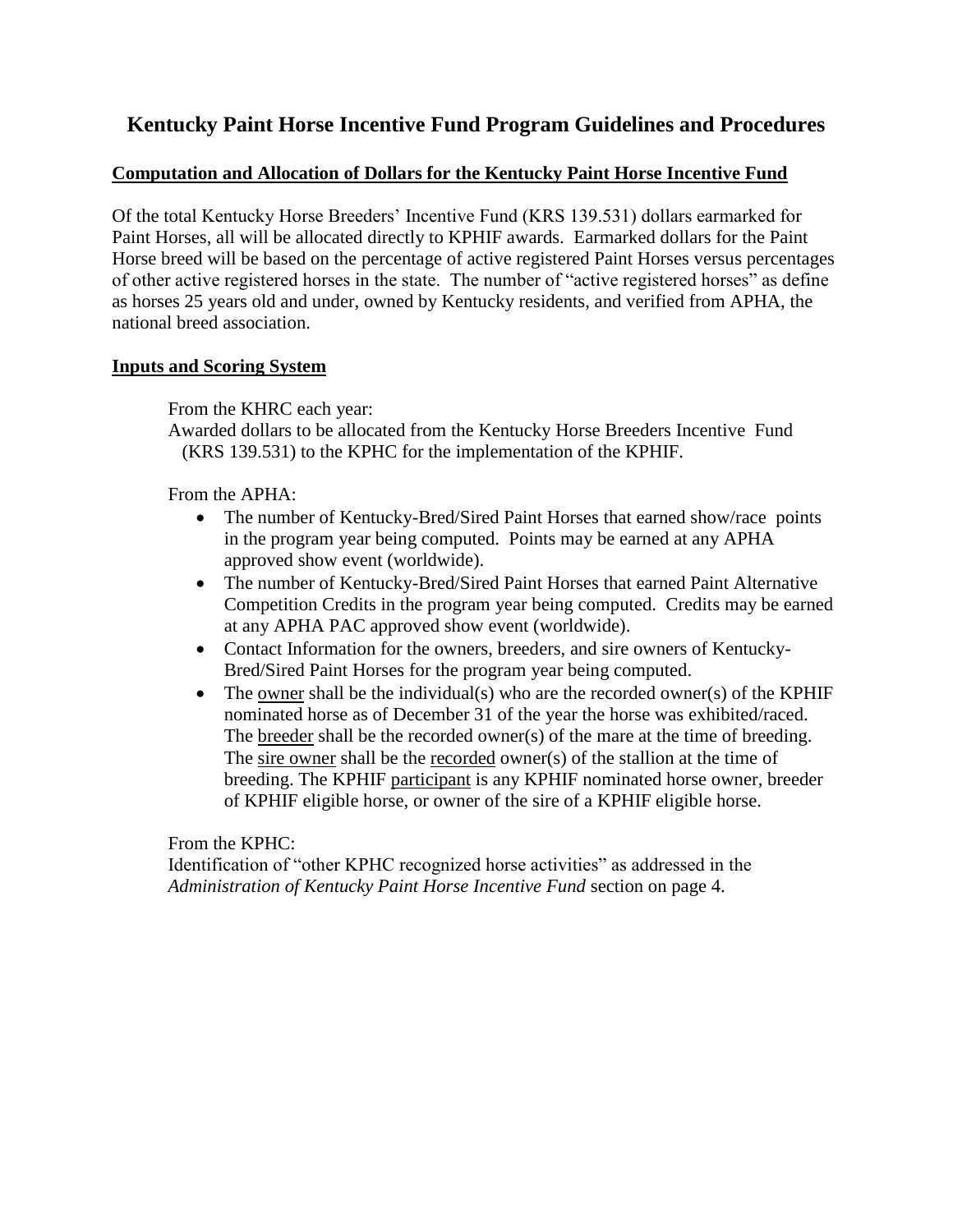# Kentucky Paint Horse Incentive Fund Program Guidelines and Procedures

## <u>Computation and Allocation of Dollars for the Kentucky Paint Horse Incentive Fund</u>

Of the total Kentucky Horse Breeders' Incentive Fund (KRS 139.531) dollars earmarked for Paint Horses, all will be allocated directly to KPHIF awards. Earmarked dollars for the Paint Horse breed will be based on the percentage of active registered Paint Horses versus percentages of other active registered horses in the state. The number of "active registered horses" as define as horses 25 years old and under, owned by Kentucky residents, and verified from APHA, the national breed association.

## <u>Inputs and Scoring System</u>

From the KHRC each year:
Awarded dollars to be allocated from the Kentucky Horse Breeders Incentive Fund (KRS 139.531) to the KPHC for the implementation of the KPHIF.

From the APHA:

- The number of Kentucky-Bred/Sired Paint Horses that earned show/race points in the program year being computed. Points may be earned at any APHA approved show event (worldwide).
- The number of Kentucky-Bred/Sired Paint Horses that earned Paint Alternative Competition Credits in the program year being computed. Credits may be earned at any APHA PAC approved show event (worldwide).
- Contact Information for the owners, breeders, and sire owners of Kentucky-Bred/Sired Paint Horses for the program year being computed.
- The <u>owner</u> shall be the individual(s) who are the recorded owner(s) of the KPHIF nominated horse as of December 31 of the year the horse was exhibited/raced. The <u>breeder</u> shall be the recorded owner(s) of the mare at the time of breeding. The <u>sire owner</u> shall be the <u>recorded</u> owner(s) of the stallion at the time of breeding. The KPHIF <u>participant</u> is any KPHIF nominated horse owner, breeder of KPHIF eligible horse, or owner of the sire of a KPHIF eligible horse.

From the KPHC:
Identification of "other KPHC recognized horse activities" as addressed in the *Administration of Kentucky Paint Horse Incentive Fund* section on page 4.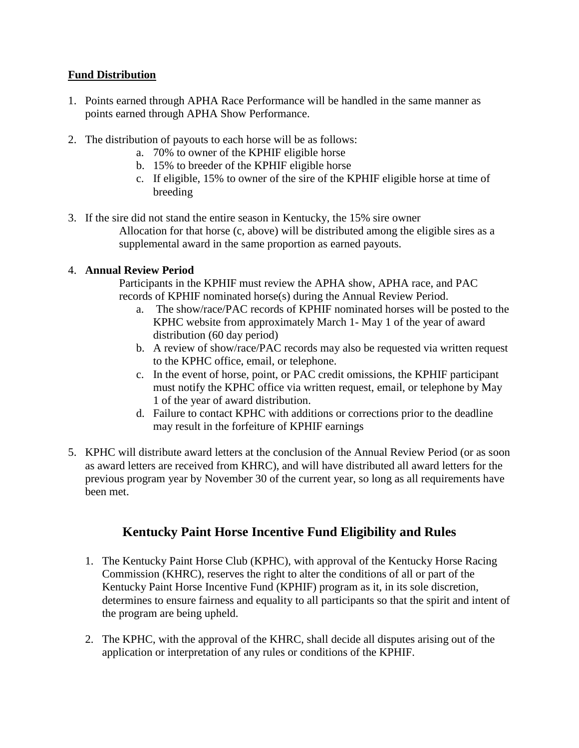**Fund Distribution**

1. Points earned through APHA Race Performance will be handled in the same manner as points earned through APHA Show Performance.

2. The distribution of payouts to each horse will be as follows:
    a. 70% to owner of the KPHIF eligible horse
    b. 15% to breeder of the KPHIF eligible horse
    c. If eligible, 15% to owner of the sire of the KPHIF eligible horse at time of breeding

3. If the sire did not stand the entire season in Kentucky, the 15% sire owner Allocation for that horse (c, above) will be distributed among the eligible sires as a supplemental award in the same proportion as earned payouts.

4. **Annual Review Period**

    Participants in the KPHIF must review the APHA show, APHA race, and PAC records of KPHIF nominated horse(s) during the Annual Review Period.
    a. The show/race/PAC records of KPHIF nominated horses will be posted to the KPHC website from approximately March 1- May 1 of the year of award distribution (60 day period)
    b. A review of show/race/PAC records may also be requested via written request to the KPHC office, email, or telephone.
    c. In the event of horse, point, or PAC credit omissions, the KPHIF participant must notify the KPHC office via written request, email, or telephone by May 1 of the year of award distribution.
    d. Failure to contact KPHC with additions or corrections prior to the deadline may result in the forfeiture of KPHIF earnings

5. KPHC will distribute award letters at the conclusion of the Annual Review Period (or as soon as award letters are received from KHRC), and will have distributed all award letters for the previous program year by November 30 of the current year, so long as all requirements have been met.

## Kentucky Paint Horse Incentive Fund Eligibility and Rules

1. The Kentucky Paint Horse Club (KPHC), with approval of the Kentucky Horse Racing Commission (KHRC), reserves the right to alter the conditions of all or part of the Kentucky Paint Horse Incentive Fund (KPHIF) program as it, in its sole discretion, determines to ensure fairness and equality to all participants so that the spirit and intent of the program are being upheld.

2. The KPHC, with the approval of the KHRC, shall decide all disputes arising out of the application or interpretation of any rules or conditions of the KPHIF.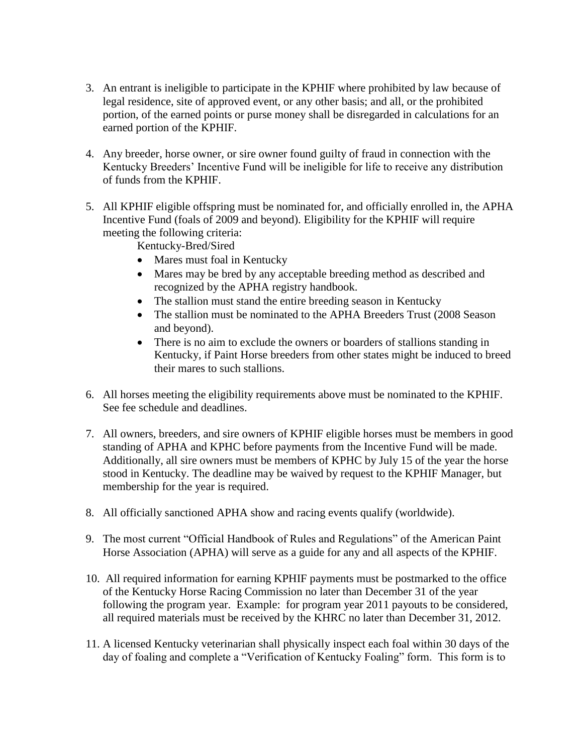3. An entrant is ineligible to participate in the KPHIF where prohibited by law because of legal residence, site of approved event, or any other basis; and all, or the prohibited portion, of the earned points or purse money shall be disregarded in calculations for an earned portion of the KPHIF.

4. Any breeder, horse owner, or sire owner found guilty of fraud in connection with the Kentucky Breeders' Incentive Fund will be ineligible for life to receive any distribution of funds from the KPHIF.

5. All KPHIF eligible offspring must be nominated for, and officially enrolled in, the APHA Incentive Fund (foals of 2009 and beyond). Eligibility for the KPHIF will require meeting the following criteria:

   Kentucky-Bred/Sired

   - Mares must foal in Kentucky
   - Mares may be bred by any acceptable breeding method as described and recognized by the APHA registry handbook.
   - The stallion must stand the entire breeding season in Kentucky
   - The stallion must be nominated to the APHA Breeders Trust (2008 Season and beyond).
   - There is no aim to exclude the owners or boarders of stallions standing in Kentucky, if Paint Horse breeders from other states might be induced to breed their mares to such stallions.

6. All horses meeting the eligibility requirements above must be nominated to the KPHIF. See fee schedule and deadlines.

7. All owners, breeders, and sire owners of KPHIF eligible horses must be members in good standing of APHA and KPHC before payments from the Incentive Fund will be made. Additionally, all sire owners must be members of KPHC by July 15 of the year the horse stood in Kentucky. The deadline may be waived by request to the KPHIF Manager, but membership for the year is required.

8. All officially sanctioned APHA show and racing events qualify (worldwide).

9. The most current "Official Handbook of Rules and Regulations" of the American Paint Horse Association (APHA) will serve as a guide for any and all aspects of the KPHIF.

10. All required information for earning KPHIF payments must be postmarked to the office of the Kentucky Horse Racing Commission no later than December 31 of the year following the program year. Example: for program year 2011 payouts to be considered, all required materials must be received by the KHRC no later than December 31, 2012.

11. A licensed Kentucky veterinarian shall physically inspect each foal within 30 days of the day of foaling and complete a "Verification of Kentucky Foaling" form. This form is to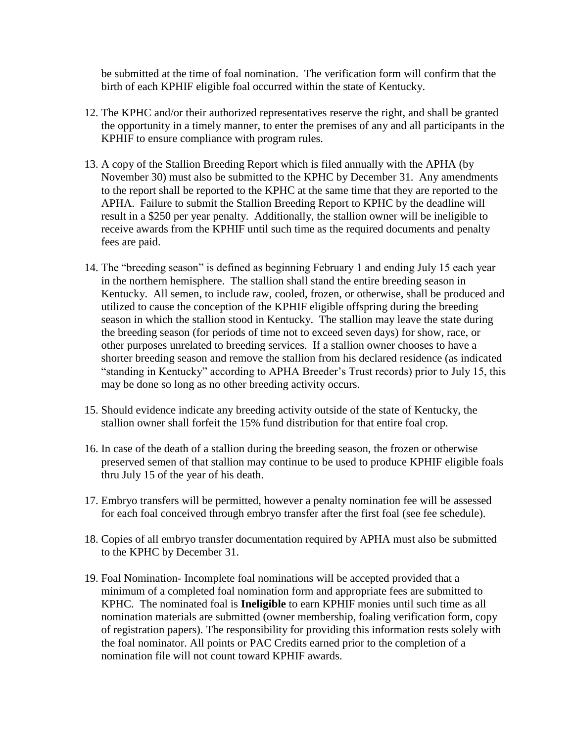be submitted at the time of foal nomination. The verification form will confirm that the birth of each KPHIF eligible foal occurred within the state of Kentucky.

12. The KPHC and/or their authorized representatives reserve the right, and shall be granted the opportunity in a timely manner, to enter the premises of any and all participants in the KPHIF to ensure compliance with program rules.

13. A copy of the Stallion Breeding Report which is filed annually with the APHA (by November 30) must also be submitted to the KPHC by December 31. Any amendments to the report shall be reported to the KPHC at the same time that they are reported to the APHA. Failure to submit the Stallion Breeding Report to KPHC by the deadline will result in a $250 per year penalty. Additionally, the stallion owner will be ineligible to receive awards from the KPHIF until such time as the required documents and penalty fees are paid.

14. The "breeding season" is defined as beginning February 1 and ending July 15 each year in the northern hemisphere. The stallion shall stand the entire breeding season in Kentucky. All semen, to include raw, cooled, frozen, or otherwise, shall be produced and utilized to cause the conception of the KPHIF eligible offspring during the breeding season in which the stallion stood in Kentucky. The stallion may leave the state during the breeding season (for periods of time not to exceed seven days) for show, race, or other purposes unrelated to breeding services. If a stallion owner chooses to have a shorter breeding season and remove the stallion from his declared residence (as indicated "standing in Kentucky" according to APHA Breeder's Trust records) prior to July 15, this may be done so long as no other breeding activity occurs.

15. Should evidence indicate any breeding activity outside of the state of Kentucky, the stallion owner shall forfeit the 15% fund distribution for that entire foal crop.

16. In case of the death of a stallion during the breeding season, the frozen or otherwise preserved semen of that stallion may continue to be used to produce KPHIF eligible foals thru July 15 of the year of his death.

17. Embryo transfers will be permitted, however a penalty nomination fee will be assessed for each foal conceived through embryo transfer after the first foal (see fee schedule).

18. Copies of all embryo transfer documentation required by APHA must also be submitted to the KPHC by December 31.

19. Foal Nomination- Incomplete foal nominations will be accepted provided that a minimum of a completed foal nomination form and appropriate fees are submitted to KPHC. The nominated foal is **Ineligible** to earn KPHIF monies until such time as all nomination materials are submitted (owner membership, foaling verification form, copy of registration papers). The responsibility for providing this information rests solely with the foal nominator. All points or PAC Credits earned prior to the completion of a nomination file will not count toward KPHIF awards.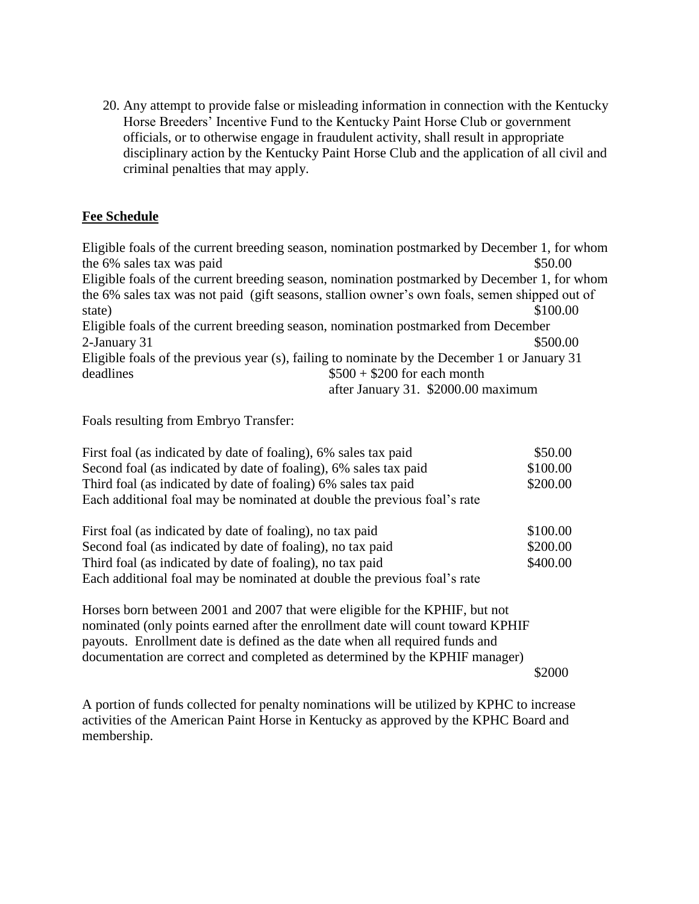20. Any attempt to provide false or misleading information in connection with the Kentucky Horse Breeders' Incentive Fund to the Kentucky Paint Horse Club or government officials, or to otherwise engage in fraudulent activity, shall result in appropriate disciplinary action by the Kentucky Paint Horse Club and the application of all civil and criminal penalties that may apply.

**Fee Schedule**

| | |
|---|---|
| Eligible foals of the current breeding season, nomination postmarked by December 1, for whom the 6% sales tax was paid | $50.00 |
| Eligible foals of the current breeding season, nomination postmarked by December 1, for whom the 6% sales tax was not paid (gift seasons, stallion owner's own foals, semen shipped out of state) | $100.00 |
| Eligible foals of the current breeding season, nomination postmarked from December 2-January 31 | $500.00 |
| Eligible foals of the previous year (s), failing to nominate by the December 1 or January 31 deadlines | $500 + $200 for each month after January 31. $2000.00 maximum |

Foals resulting from Embryo Transfer:

| | |
|---|---|
| First foal (as indicated by date of foaling), 6% sales tax paid | $50.00 |
| Second foal (as indicated by date of foaling), 6% sales tax paid | $100.00 |
| Third foal (as indicated by date of foaling) 6% sales tax paid | $200.00 |
| Each additional foal may be nominated at double the previous foal's rate | |

| | |
|---|---|
| First foal (as indicated by date of foaling), no tax paid | $100.00 |
| Second foal (as indicated by date of foaling), no tax paid | $200.00 |
| Third foal (as indicated by date of foaling), no tax paid | $400.00 |
| Each additional foal may be nominated at double the previous foal's rate | |

Horses born between 2001 and 2007 that were eligible for the KPHIF, but not nominated (only points earned after the enrollment date will count toward KPHIF payouts. Enrollment date is defined as the date when all required funds and documentation are correct and completed as determined by the KPHIF manager)

$2000

A portion of funds collected for penalty nominations will be utilized by KPHC to increase activities of the American Paint Horse in Kentucky as approved by the KPHC Board and membership.